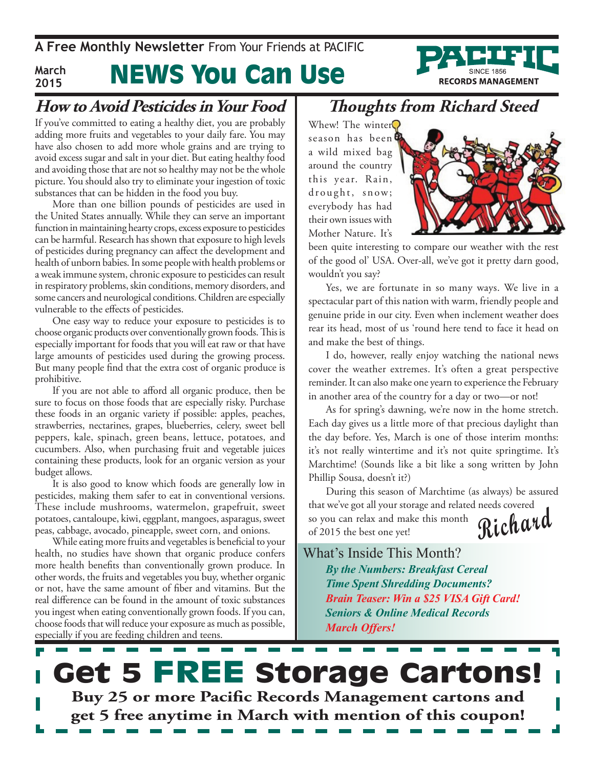A **Free Monthly Newsletter** From Your Friends at PACIFIC

March 2015

# NEWS You Can Use

PACIFIC SINCE 1856 RECORDS MANAGEMENT

## How to Avoid Pesticides in Your Food

If you've committed to eating a healthy diet, you are probably adding more fruits and vegetables to your daily fare. You may have also chosen to add more whole grains and are trying to avoid excess sugar and salt in your diet. But eating healthy food and avoiding those that are not so healthy may not be the whole picture. You should also try to eliminate your ingestion of toxic substances that can be hidden in the food you buy.

More than one billion pounds of pesticides are used in the United States annually. While they can serve an important function in maintaining hearty crops, excess exposure to pesticides can be harmful. Research has shown that exposure to high levels of pesticides during pregnancy can affect the development and health of unborn babies. In some people with health problems or a weak immune system, chronic exposure to pesticides can result in respiratory problems, skin conditions, memory disorders, and some cancers and neurological conditions. Children are especially vulnerable to the effects of pesticides.

One easy way to reduce your exposure to pesticides is to choose organic products over conventionally grown foods. This is especially important for foods that you will eat raw or that have large amounts of pesticides used during the growing process. But many people find that the extra cost of organic produce is prohibitive.

If you are not able to afford all organic produce, then be sure to focus on those foods that are especially risky. Purchase these foods in an organic variety if possible: apples, peaches, strawberries, nectarines, grapes, blueberries, celery, sweet bell peppers, kale, spinach, green beans, lettuce, potatoes, and cucumbers. Also, when purchasing fruit and vegetable juices containing these products, look for an organic version as your budget allows.

It is also good to know which foods are generally low in pesticides, making them safer to eat in conventional versions. These include mushrooms, watermelon, grapefruit, sweet potatoes, cantaloupe, kiwi, eggplant, mangoes, asparagus, sweet peas, cabbage, avocado, pineapple, sweet corn, and onions.

While eating more fruits and vegetables is beneficial to your health, no studies have shown that organic produce confers more health benefits than conventionally grown produce. In other words, the fruits and vegetables you buy, whether organic or not, have the same amount of fiber and vitamins. But the real difference can be found in the amount of toxic substances you ingest when eating conventionally grown foods. If you can, choose foods that will reduce your exposure as much as possible, especially if you are feeding children and teens.

## Thoughts from Richard Steed

Whew! The winter season has been a wild mixed bag around the country this year. Rain, drought, snow; everybody has had their own issues with Mother Nature. It's been quite interesting to compare our weather with the rest of the good ol' USA. Over-all, we've got it pretty darn good, wouldn't you say?

Yes, we are fortunate in so many ways. We live in a spectacular part of this nation with warm, friendly people and genuine pride in our city. Even when inclement weather does rear its head, most of us 'round here tend to face it head on and make the best of things.

I do, however, really enjoy watching the national news cover the weather extremes. It's often a great perspective reminder. It can also make one yearn to experience the February in another area of the country for a day or two—or not!

As for spring's dawning, we're now in the home stretch. Each day gives us a little more of that precious daylight than the day before. Yes, March is one of those interim months: it's not really wintertime and it's not quite springtime. It's Marchtime! (Sounds like a bit like a song written by John Phillip Sousa, doesn't it?)

During this season of Marchtime (as always) be assured that we've got all your storage and related needs covered so you can relax and make this month of 2015 the best one yet!

Richard

### What's Inside This Month?

***By the Numbers: Breakfast Cereal***
***Time Spent Shredding Documents?***
***Brain Teaser: Win a $25 VISA Gift Card!***
***Seniors & Online Medical Records***
***March Offers!***

# Get 5 FREE Storage Cartons!

**Buy 25 or more Pacific Records Management cartons and get 5 free anytime in March with mention of this coupon!**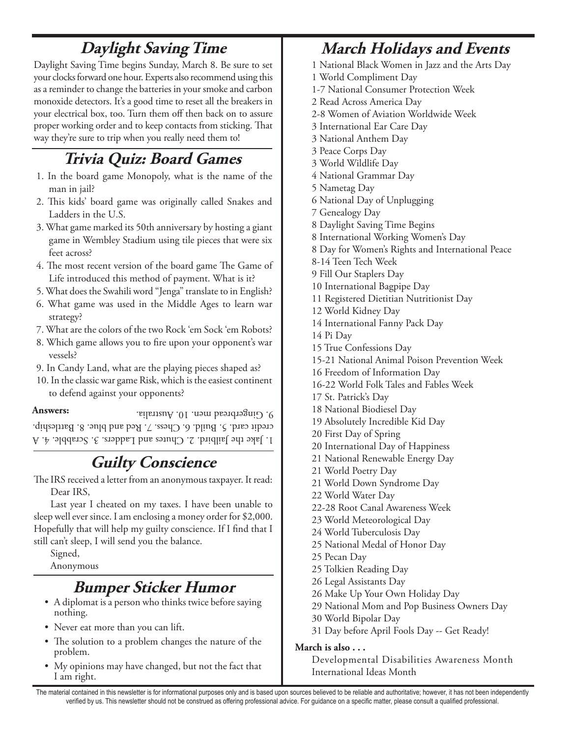## Daylight Saving Time

Daylight Saving Time begins Sunday, March 8. Be sure to set your clocks forward one hour. Experts also recommend using this as a reminder to change the batteries in your smoke and carbon monoxide detectors. It's a good time to reset all the breakers in your electrical box, too. Turn them off then back on to assure proper working order and to keep contacts from sticking. That way they're sure to trip when you really need them to!

## Trivia Quiz: Board Games

1. In the board game Monopoly, what is the name of the man in jail?
2. This kids' board game was originally called Snakes and Ladders in the U.S.
3. What game marked its 50th anniversary by hosting a giant game in Wembley Stadium using tile pieces that were six feet across?
4. The most recent version of the board game The Game of Life introduced this method of payment. What is it?
5. What does the Swahili word "Jenga" translate to in English?
6. What game was used in the Middle Ages to learn war strategy?
7. What are the colors of the two Rock 'em Sock 'em Robots?
8. Which game allows you to fire upon your opponent's war vessels?
9. In Candy Land, what are the playing pieces shaped as?
10. In the classic war game Risk, which is the easiest continent to defend against your opponents?

**Answers:** 1. Jake the Jailbird. 2. Chutes and Ladders. 3. Scrabble. 4. A credit card. 5. Build. 6. Chess. 7. Red and blue. 8. Battleship. 9. Gingerbread men. 10. Australia.

## Guilty Conscience

The IRS received a letter from an anonymous taxpayer. It read:

Dear IRS,

Last year I cheated on my taxes. I have been unable to sleep well ever since. I am enclosing a money order for $2,000. Hopefully that will help my guilty conscience. If I find that I still can't sleep, I will send you the balance.

Signed,

Anonymous

## Bumper Sticker Humor

- A diplomat is a person who thinks twice before saying nothing.
- Never eat more than you can lift.
- The solution to a problem changes the nature of the problem.
- My opinions may have changed, but not the fact that I am right.

## March Holidays and Events

1 National Black Women in Jazz and the Arts Day
1 World Compliment Day
1-7 National Consumer Protection Week
2 Read Across America Day
2-8 Women of Aviation Worldwide Week
3 International Ear Care Day
3 National Anthem Day
3 Peace Corps Day
3 World Wildlife Day
4 National Grammar Day
5 Nametag Day
6 National Day of Unplugging
7 Genealogy Day
8 Daylight Saving Time Begins
8 International Working Women's Day
8 Day for Women's Rights and International Peace
8-14 Teen Tech Week
9 Fill Our Staplers Day
10 International Bagpipe Day
11 Registered Dietitian Nutritionist Day
12 World Kidney Day
14 International Fanny Pack Day
14 Pi Day
15 True Confessions Day
15-21 National Animal Poison Prevention Week
16 Freedom of Information Day
16-22 World Folk Tales and Fables Week
17 St. Patrick's Day
18 National Biodiesel Day
19 Absolutely Incredible Kid Day
20 First Day of Spring
20 International Day of Happiness
21 National Renewable Energy Day
21 World Poetry Day
21 World Down Syndrome Day
22 World Water Day
22-28 Root Canal Awareness Week
23 World Meteorological Day
24 World Tuberculosis Day
25 National Medal of Honor Day
25 Pecan Day
25 Tolkien Reading Day
26 Legal Assistants Day
26 Make Up Your Own Holiday Day
29 National Mom and Pop Business Owners Day
30 World Bipolar Day
31 Day before April Fools Day -- Get Ready!

**March is also . . .**

Developmental Disabilities Awareness Month
International Ideas Month

The material contained in this newsletter is for informational purposes only and is based upon sources believed to be reliable and authoritative; however, it has not been independently verified by us. This newsletter should not be construed as offering professional advice. For guidance on a specific matter, please consult a qualified professional.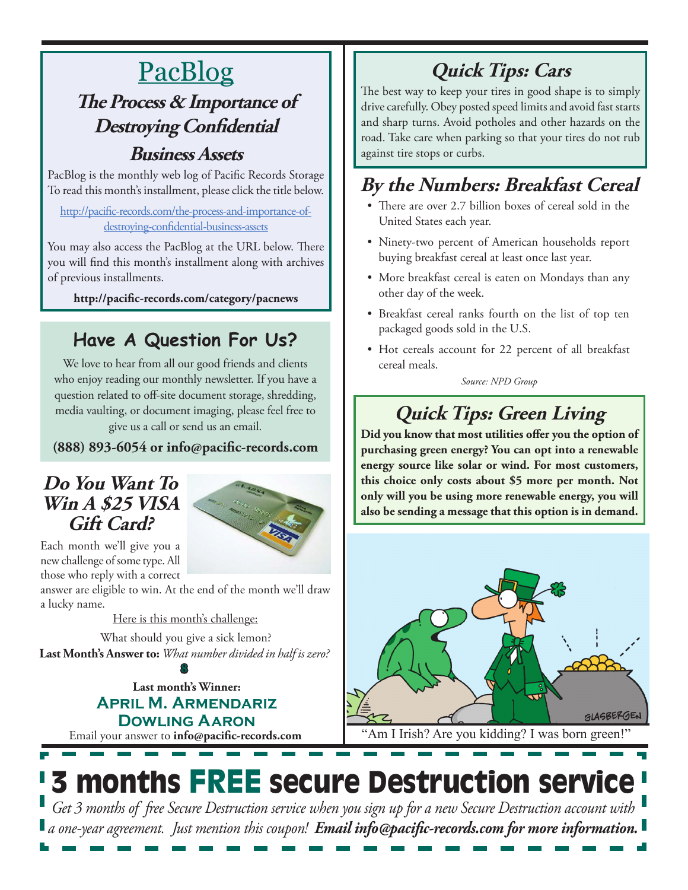# PacBlog

## The Process & Importance of Destroying Confidential Business Assets

PacBlog is the monthly web log of Pacific Records Storage To read this month's installment, please click the title below.

http://pacific-records.com/the-process-and-importance-of-destroying-confidential-business-assets

You may also access the PacBlog at the URL below. There you will find this month's installment along with archives of previous installments.

**http://pacific-records.com/category/pacnews**

## Have A Question For Us?

We love to hear from all our good friends and clients who enjoy reading our monthly newsletter. If you have a question related to off-site document storage, shredding, media vaulting, or document imaging, please feel free to give us a call or send us an email.

**(888) 893-6054 or info@pacific-records.com**

## Do You Want To Win A $25 VISA Gift Card?

Each month we'll give you a new challenge of some type. All those who reply with a correct answer are eligible to win. At the end of the month we'll draw a lucky name.

Here is this month's challenge:

What should you give a sick lemon?

**Last Month's Answer to:** *What number divided in half is zero?*

**8**

**Last month's Winner:**

**April M. Armendariz**
**Dowling Aaron**

Email your answer to **info@pacific-records.com**

## Quick Tips: Cars

The best way to keep your tires in good shape is to simply drive carefully. Obey posted speed limits and avoid fast starts and sharp turns. Avoid potholes and other hazards on the road. Take care when parking so that your tires do not rub against tire stops or curbs.

## By the Numbers: Breakfast Cereal

- There are over 2.7 billion boxes of cereal sold in the United States each year.
- Ninety-two percent of American households report buying breakfast cereal at least once last year.
- More breakfast cereal is eaten on Mondays than any other day of the week.
- Breakfast cereal ranks fourth on the list of top ten packaged goods sold in the U.S.
- Hot cereals account for 22 percent of all breakfast cereal meals.

*Source: NPD Group*

## Quick Tips: Green Living

**Did you know that most utilities offer you the option of purchasing green energy? You can opt into a renewable energy source like solar or wind. For most customers, this choice only costs about $5 more per month. Not only will you be using more renewable energy, you will also be sending a message that this option is in demand.**

"Am I Irish? Are you kidding? I was born green!"

# 3 months FREE secure Destruction service

*Get 3 months of free Secure Destruction service when you sign up for a new Secure Destruction account with a one-year agreement. Just mention this coupon!* ***Email info@pacific-records.com for more information.***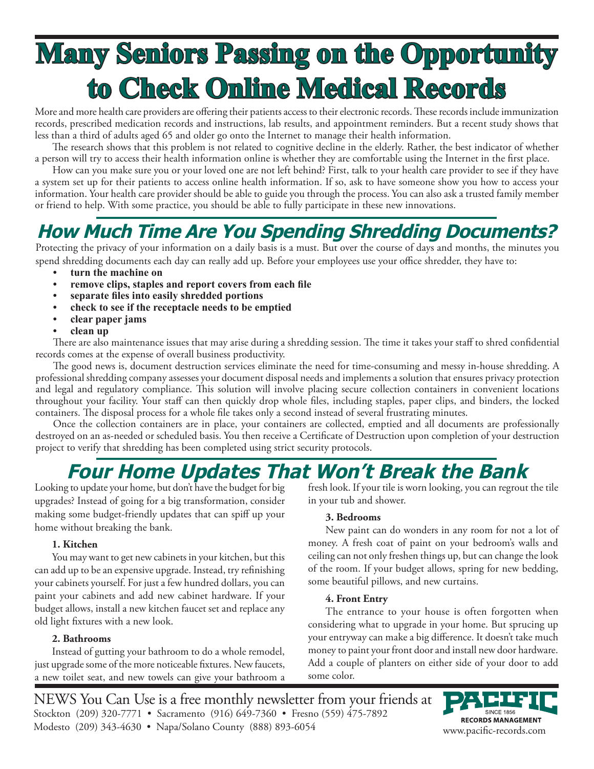# Many Seniors Passing on the Opportunity to Check Online Medical Records

More and more health care providers are offering their patients access to their electronic records. These records include immunization records, prescribed medication records and instructions, lab results, and appointment reminders. But a recent study shows that less than a third of adults aged 65 and older go onto the Internet to manage their health information.

The research shows that this problem is not related to cognitive decline in the elderly. Rather, the best indicator of whether a person will try to access their health information online is whether they are comfortable using the Internet in the first place.

How can you make sure you or your loved one are not left behind? First, talk to your health care provider to see if they have a system set up for their patients to access online health information. If so, ask to have someone show you how to access your information. Your health care provider should be able to guide you through the process. You can also ask a trusted family member or friend to help. With some practice, you should be able to fully participate in these new innovations.

## How Much Time Are You Spending Shredding Documents?

Protecting the privacy of your information on a daily basis is a must. But over the course of days and months, the minutes you spend shredding documents each day can really add up. Before your employees use your office shredder, they have to:

- **turn the machine on**
- **remove clips, staples and report covers from each file**
- **separate files into easily shredded portions**
- **check to see if the receptacle needs to be emptied**
- **clear paper jams**
- **clean up**

There are also maintenance issues that may arise during a shredding session. The time it takes your staff to shred confidential records comes at the expense of overall business productivity.

The good news is, document destruction services eliminate the need for time-consuming and messy in-house shredding. A professional shredding company assesses your document disposal needs and implements a solution that ensures privacy protection and legal and regulatory compliance. This solution will involve placing secure collection containers in convenient locations throughout your facility. Your staff can then quickly drop whole files, including staples, paper clips, and binders, the locked containers. The disposal process for a whole file takes only a second instead of several frustrating minutes.

Once the collection containers are in place, your containers are collected, emptied and all documents are professionally destroyed on an as-needed or scheduled basis. You then receive a Certificate of Destruction upon completion of your destruction project to verify that shredding has been completed using strict security protocols.

## Four Home Updates That Won't Break the Bank

Looking to update your home, but don't have the budget for big upgrades? Instead of going for a big transformation, consider making some budget-friendly updates that can spiff up your home without breaking the bank.

**1. Kitchen**

You may want to get new cabinets in your kitchen, but this can add up to be an expensive upgrade. Instead, try refinishing your cabinets yourself. For just a few hundred dollars, you can paint your cabinets and add new cabinet hardware. If your budget allows, install a new kitchen faucet set and replace any old light fixtures with a new look.

**2. Bathrooms**

Instead of gutting your bathroom to do a whole remodel, just upgrade some of the more noticeable fixtures. New faucets, a new toilet seat, and new towels can give your bathroom a fresh look. If your tile is worn looking, you can regrout the tile in your tub and shower.

**3. Bedrooms**

New paint can do wonders in any room for not a lot of money. A fresh coat of paint on your bedroom's walls and ceiling can not only freshen things up, but can change the look of the room. If your budget allows, spring for new bedding, some beautiful pillows, and new curtains.

**4. Front Entry**

The entrance to your house is often forgotten when considering what to upgrade in your home. But sprucing up your entryway can make a big difference. It doesn't take much money to paint your front door and install new door hardware. Add a couple of planters on either side of your door to add some color.

NEWS You Can Use is a free monthly newsletter from your friends at

Stockton (209) 320-7771 • Sacramento (916) 649-7360 • Fresno (559) 475-7892
Modesto (209) 343-4630 • Napa/Solano County (888) 893-6054

PACIFIC
SINCE 1856
RECORDS MANAGEMENT
www.pacific-records.com